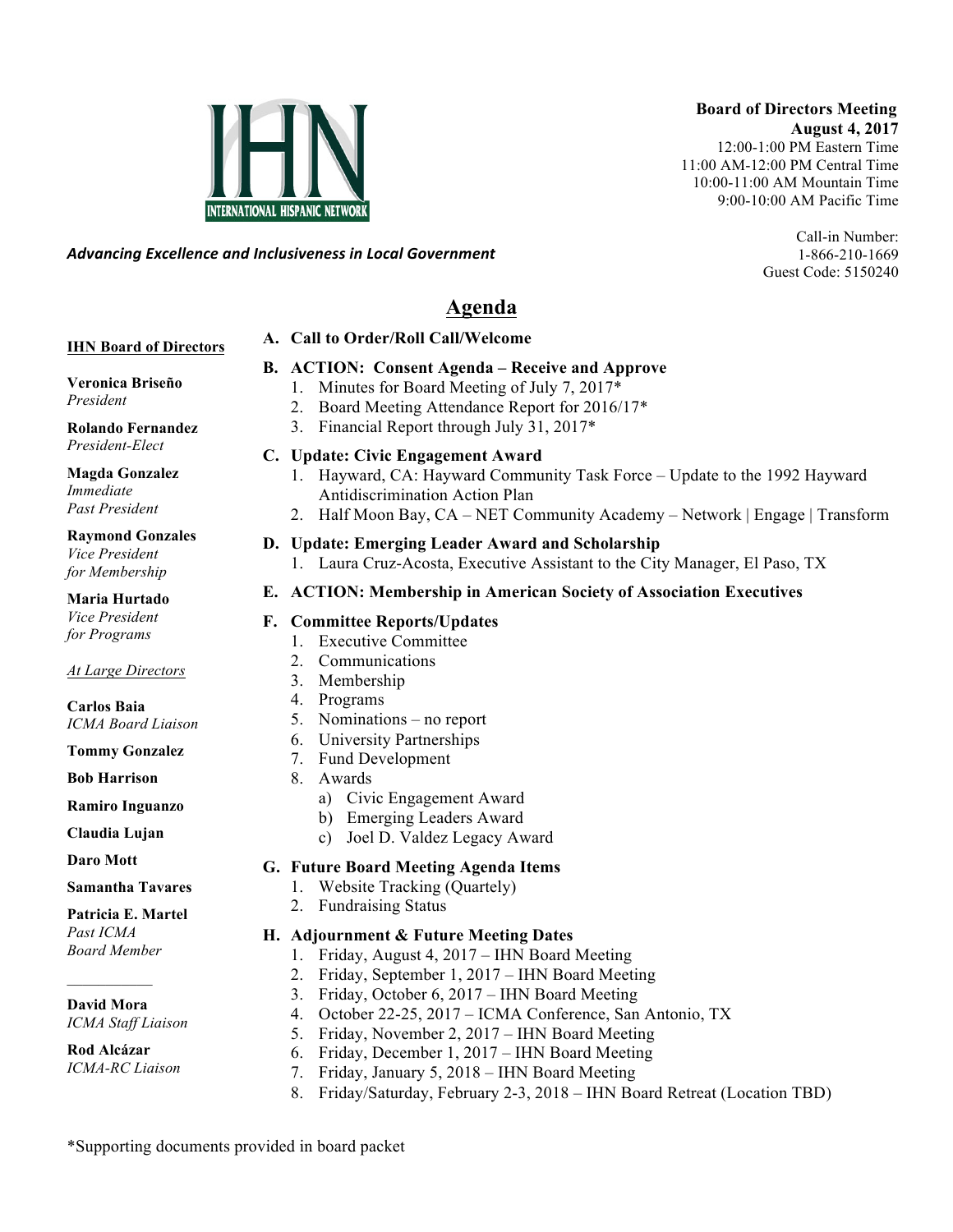INTERNATIONAL HISPANIC NETWORK

*Advancing Excellence and Inclusiveness in Local Government*

**Board of Directors Meeting**
**August 4, 2017**
12:00-1:00 PM Eastern Time
11:00 AM-12:00 PM Central Time
10:00-11:00 AM Mountain Time
9:00-10:00 AM Pacific Time

Call-in Number:
1-866-210-1669
Guest Code: 5150240

# Agenda

**IHN Board of Directors**

**Veronica Briseño**
*President*

**Rolando Fernandez**
*President-Elect*

**Magda Gonzalez**
*Immediate Past President*

**Raymond Gonzales**
*Vice President for Membership*

**Maria Hurtado**
*Vice President for Programs*

*At Large Directors*

**Carlos Baia**
*ICMA Board Liaison*

**Tommy Gonzalez**

**Bob Harrison**

**Ramiro Inguanzo**

**Claudia Lujan**

**Daro Mott**

**Samantha Tavares**

**Patricia E. Martel**
*Past ICMA Board Member*

---

**David Mora**
*ICMA Staff Liaison*

**Rod Alcázar**
*ICMA-RC Liaison*

**A. Call to Order/Roll Call/Welcome**

**B. ACTION: Consent Agenda – Receive and Approve**
1. Minutes for Board Meeting of July 7, 2017*
2. Board Meeting Attendance Report for 2016/17*
3. Financial Report through July 31, 2017*

**C. Update: Civic Engagement Award**
1. Hayward, CA: Hayward Community Task Force – Update to the 1992 Hayward Antidiscrimination Action Plan
2. Half Moon Bay, CA – NET Community Academy – Network | Engage | Transform

**D. Update: Emerging Leader Award and Scholarship**
1. Laura Cruz-Acosta, Executive Assistant to the City Manager, El Paso, TX

**E. ACTION: Membership in American Society of Association Executives**

**F. Committee Reports/Updates**
1. Executive Committee
2. Communications
3. Membership
4. Programs
5. Nominations – no report
6. University Partnerships
7. Fund Development
8. Awards
   a) Civic Engagement Award
   b) Emerging Leaders Award
   c) Joel D. Valdez Legacy Award

**G. Future Board Meeting Agenda Items**
1. Website Tracking (Quartely)
2. Fundraising Status

**H. Adjournment & Future Meeting Dates**
1. Friday, August 4, 2017 – IHN Board Meeting
2. Friday, September 1, 2017 – IHN Board Meeting
3. Friday, October 6, 2017 – IHN Board Meeting
4. October 22-25, 2017 – ICMA Conference, San Antonio, TX
5. Friday, November 2, 2017 – IHN Board Meeting
6. Friday, December 1, 2017 – IHN Board Meeting
7. Friday, January 5, 2018 – IHN Board Meeting
8. Friday/Saturday, February 2-3, 2018 – IHN Board Retreat (Location TBD)

*Supporting documents provided in board packet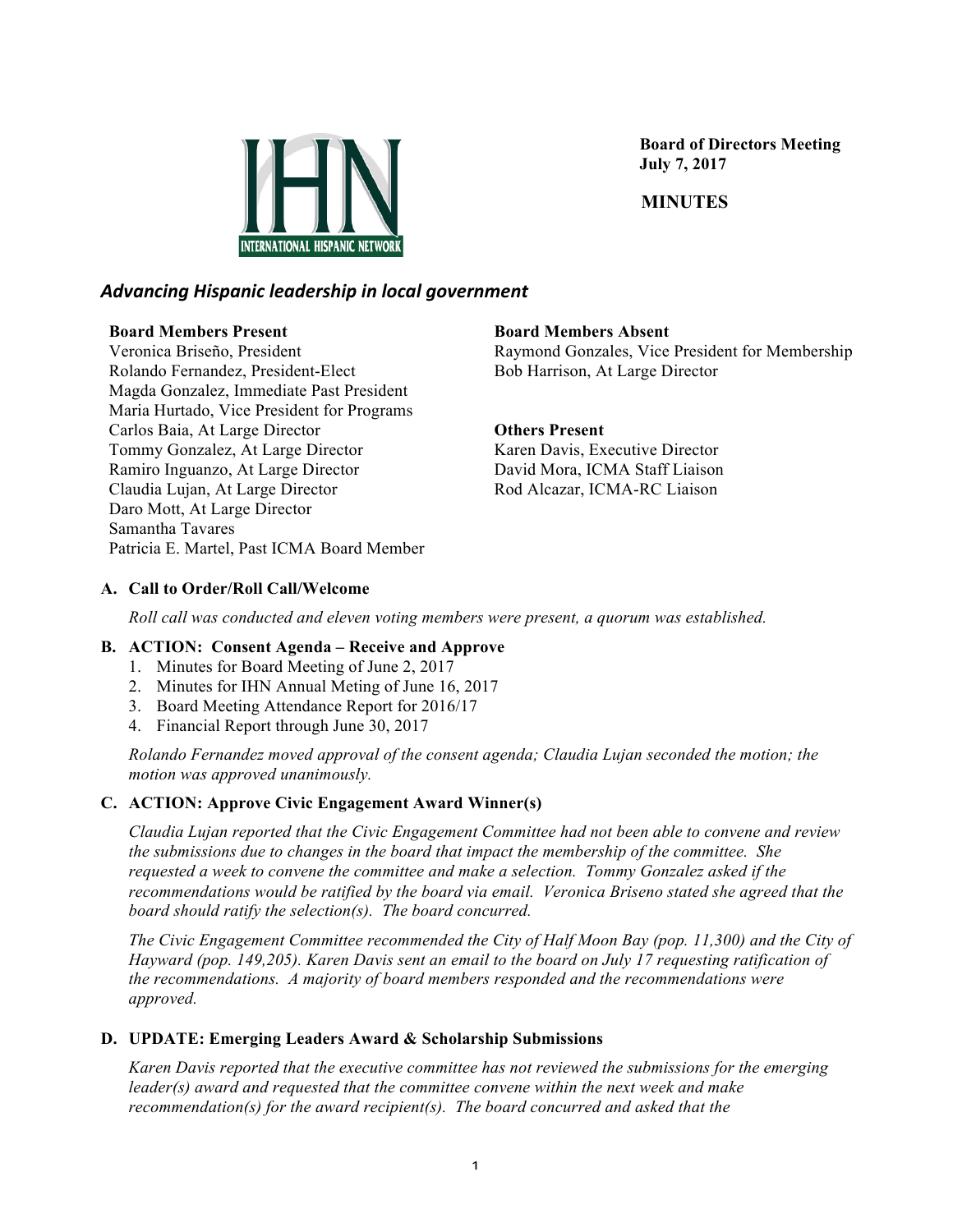**Board of Directors Meeting**
**July 7, 2017**

**MINUTES**

***Advancing Hispanic leadership in local government***

**Board Members Present**
Veronica Briseño, President
Rolando Fernandez, President-Elect
Magda Gonzalez, Immediate Past President
Maria Hurtado, Vice President for Programs
Carlos Baia, At Large Director
Tommy Gonzalez, At Large Director
Ramiro Inguanzo, At Large Director
Claudia Lujan, At Large Director
Daro Mott, At Large Director
Samantha Tavares
Patricia E. Martel, Past ICMA Board Member

**Board Members Absent**
Raymond Gonzales, Vice President for Membership
Bob Harrison, At Large Director

**Others Present**
Karen Davis, Executive Director
David Mora, ICMA Staff Liaison
Rod Alcazar, ICMA-RC Liaison

## A. Call to Order/Roll Call/Welcome

*Roll call was conducted and eleven voting members were present, a quorum was established.*

## B. ACTION: Consent Agenda – Receive and Approve

1. Minutes for Board Meeting of June 2, 2017
2. Minutes for IHN Annual Meting of June 16, 2017
3. Board Meeting Attendance Report for 2016/17
4. Financial Report through June 30, 2017

*Rolando Fernandez moved approval of the consent agenda; Claudia Lujan seconded the motion; the motion was approved unanimously.*

## C. ACTION: Approve Civic Engagement Award Winner(s)

*Claudia Lujan reported that the Civic Engagement Committee had not been able to convene and review the submissions due to changes in the board that impact the membership of the committee. She requested a week to convene the committee and make a selection. Tommy Gonzalez asked if the recommendations would be ratified by the board via email. Veronica Briseno stated she agreed that the board should ratify the selection(s). The board concurred.*

*The Civic Engagement Committee recommended the City of Half Moon Bay (pop. 11,300) and the City of Hayward (pop. 149,205). Karen Davis sent an email to the board on July 17 requesting ratification of the recommendations. A majority of board members responded and the recommendations were approved.*

## D. UPDATE: Emerging Leaders Award & Scholarship Submissions

*Karen Davis reported that the executive committee has not reviewed the submissions for the emerging leader(s) award and requested that the committee convene within the next week and make recommendation(s) for the award recipient(s). The board concurred and asked that the*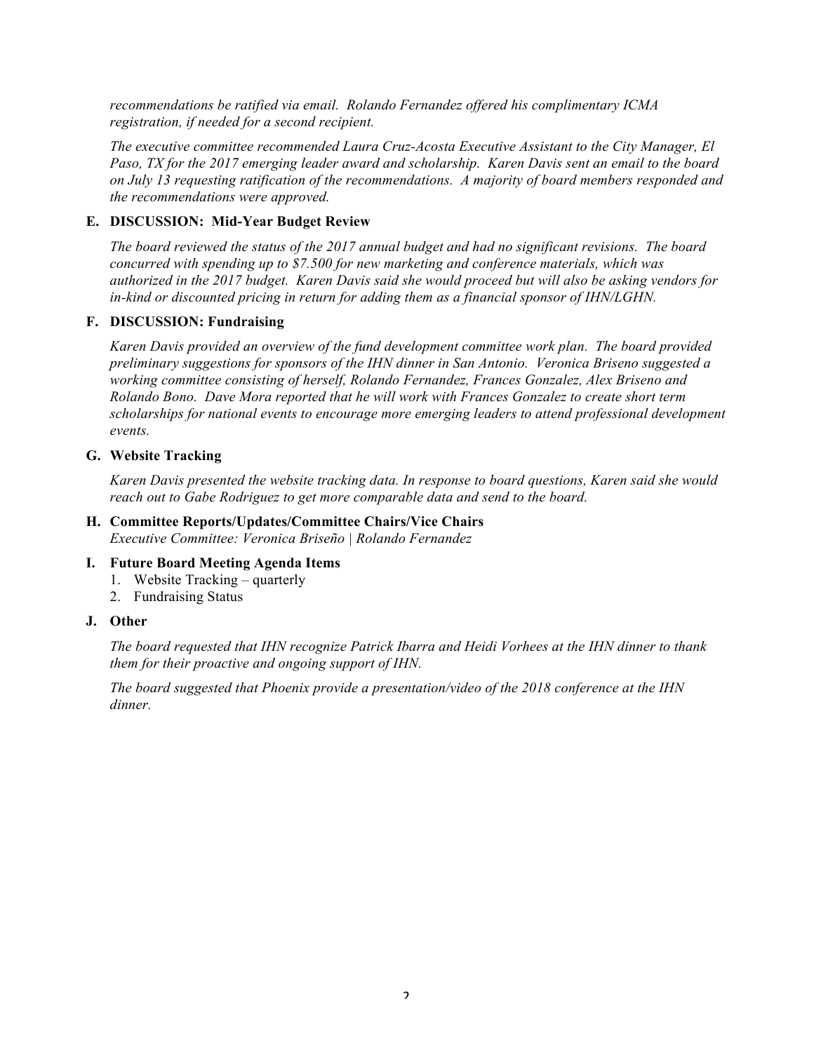*recommendations be ratified via email. Rolando Fernandez offered his complimentary ICMA registration, if needed for a second recipient.*

*The executive committee recommended Laura Cruz-Acosta Executive Assistant to the City Manager, El Paso, TX for the 2017 emerging leader award and scholarship. Karen Davis sent an email to the board on July 13 requesting ratification of the recommendations. A majority of board members responded and the recommendations were approved.*

**E. DISCUSSION: Mid-Year Budget Review**

*The board reviewed the status of the 2017 annual budget and had no significant revisions. The board concurred with spending up to $7.500 for new marketing and conference materials, which was authorized in the 2017 budget. Karen Davis said she would proceed but will also be asking vendors for in-kind or discounted pricing in return for adding them as a financial sponsor of IHN/LGHN.*

**F. DISCUSSION: Fundraising**

*Karen Davis provided an overview of the fund development committee work plan. The board provided preliminary suggestions for sponsors of the IHN dinner in San Antonio. Veronica Briseno suggested a working committee consisting of herself, Rolando Fernandez, Frances Gonzalez, Alex Briseno and Rolando Bono. Dave Mora reported that he will work with Frances Gonzalez to create short term scholarships for national events to encourage more emerging leaders to attend professional development events.*

**G. Website Tracking**

*Karen Davis presented the website tracking data. In response to board questions, Karen said she would reach out to Gabe Rodriguez to get more comparable data and send to the board.*

**H. Committee Reports/Updates/Committee Chairs/Vice Chairs**
*Executive Committee: Veronica Briseño | Rolando Fernandez*

**I. Future Board Meeting Agenda Items**

1. Website Tracking – quarterly
2. Fundraising Status

**J. Other**

*The board requested that IHN recognize Patrick Ibarra and Heidi Vorhees at the IHN dinner to thank them for their proactive and ongoing support of IHN.*

*The board suggested that Phoenix provide a presentation/video of the 2018 conference at the IHN dinner.*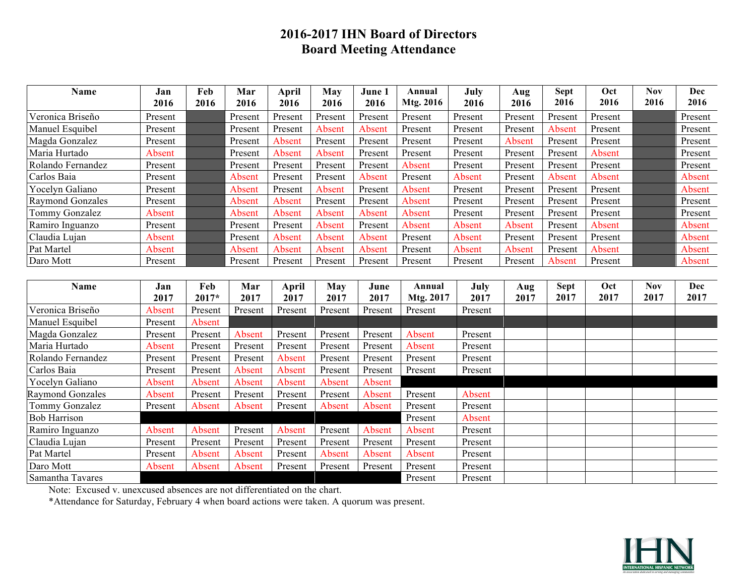# 2016-2017 IHN Board of Directors
## Board Meeting Attendance

| Name | Jan 2016 | Feb 2016 | Mar 2016 | April 2016 | May 2016 | June 1 2016 | Annual Mtg. 2016 | July 2016 | Aug 2016 | Sept 2016 | Oct 2016 | Nov 2016 | Dec 2016 |
|---|---|---|---|---|---|---|---|---|---|---|---|---|---|
| Veronica Briseño | Present | | Present | Present | Present | Present | Present | Present | Present | Present | Present | | Present |
| Manuel Esquibel | Present | | Present | Present | Absent | Absent | Present | Present | Present | Absent | Present | | Present |
| Magda Gonzalez | Present | | Present | Absent | Present | Present | Present | Present | Absent | Present | Present | | Present |
| Maria Hurtado | Absent | | Present | Absent | Absent | Present | Present | Present | Present | Present | Absent | | Present |
| Rolando Fernandez | Present | | Present | Present | Present | Present | Absent | Present | Present | Present | Present | | Present |
| Carlos Baia | Present | | Absent | Present | Present | Absent | Present | Absent | Present | Absent | Absent | | Absent |
| Yocelyn Galiano | Present | | Absent | Present | Absent | Present | Absent | Present | Present | Present | Present | | Absent |
| Raymond Gonzales | Present | | Absent | Absent | Present | Present | Absent | Present | Present | Present | Present | | Present |
| Tommy Gonzalez | Absent | | Absent | Absent | Absent | Absent | Absent | Present | Present | Present | Present | | Present |
| Ramiro Inguanzo | Present | | Present | Present | Absent | Present | Absent | Absent | Absent | Present | Absent | | Absent |
| Claudia Lujan | Absent | | Present | Absent | Absent | Absent | Present | Absent | Present | Present | Present | | Absent |
| Pat Martel | Absent | | Absent | Absent | Absent | Absent | Present | Absent | Absent | Present | Absent | | Absent |
| Daro Mott | Present | | Present | Present | Present | Present | Present | Present | Present | Absent | Present | | Absent |

| Name | Jan 2017 | Feb 2017* | Mar 2017 | April 2017 | May 2017 | June 2017 | Annual Mtg. 2017 | July 2017 | Aug 2017 | Sept 2017 | Oct 2017 | Nov 2017 | Dec 2017 |
|---|---|---|---|---|---|---|---|---|---|---|---|---|---|
| Veronica Briseño | Absent | Present | Present | Present | Present | Present | Present | Present | | | | | |
| Manuel Esquibel | Present | Absent | | | | | | | | | | | |
| Magda Gonzalez | Present | Present | Absent | Present | Present | Present | Absent | Present | | | | | |
| Maria Hurtado | Absent | Present | Present | Present | Present | Present | Absent | Present | | | | | |
| Rolando Fernandez | Present | Present | Present | Absent | Present | Present | Present | Present | | | | | |
| Carlos Baia | Present | Present | Absent | Absent | Present | Present | Present | Present | | | | | |
| Yocelyn Galiano | Absent | Absent | Absent | Absent | Absent | Absent | | | | | | | |
| Raymond Gonzales | Absent | Present | Present | Present | Present | Absent | Present | Absent | | | | | |
| Tommy Gonzalez | Present | Absent | Absent | Present | Absent | Absent | Present | Present | | | | | |
| Bob Harrison | | | | | | | Present | Absent | | | | | |
| Ramiro Inguanzo | Absent | Absent | Present | Absent | Present | Absent | Absent | Present | | | | | |
| Claudia Lujan | Present | Present | Present | Present | Present | Present | Present | Present | | | | | |
| Pat Martel | Present | Absent | Absent | Present | Absent | Absent | Absent | Present | | | | | |
| Daro Mott | Absent | Absent | Absent | Present | Present | Present | Present | Present | | | | | |
| Samantha Tavares | | | | | | | Present | Present | | | | | |

Note: Excused v. unexcused absences are not differentiated on the chart.

*Attendance for Saturday, February 4 when board actions were taken. A quorum was present.

IHN
INTERNATIONAL HISPANIC NETWORK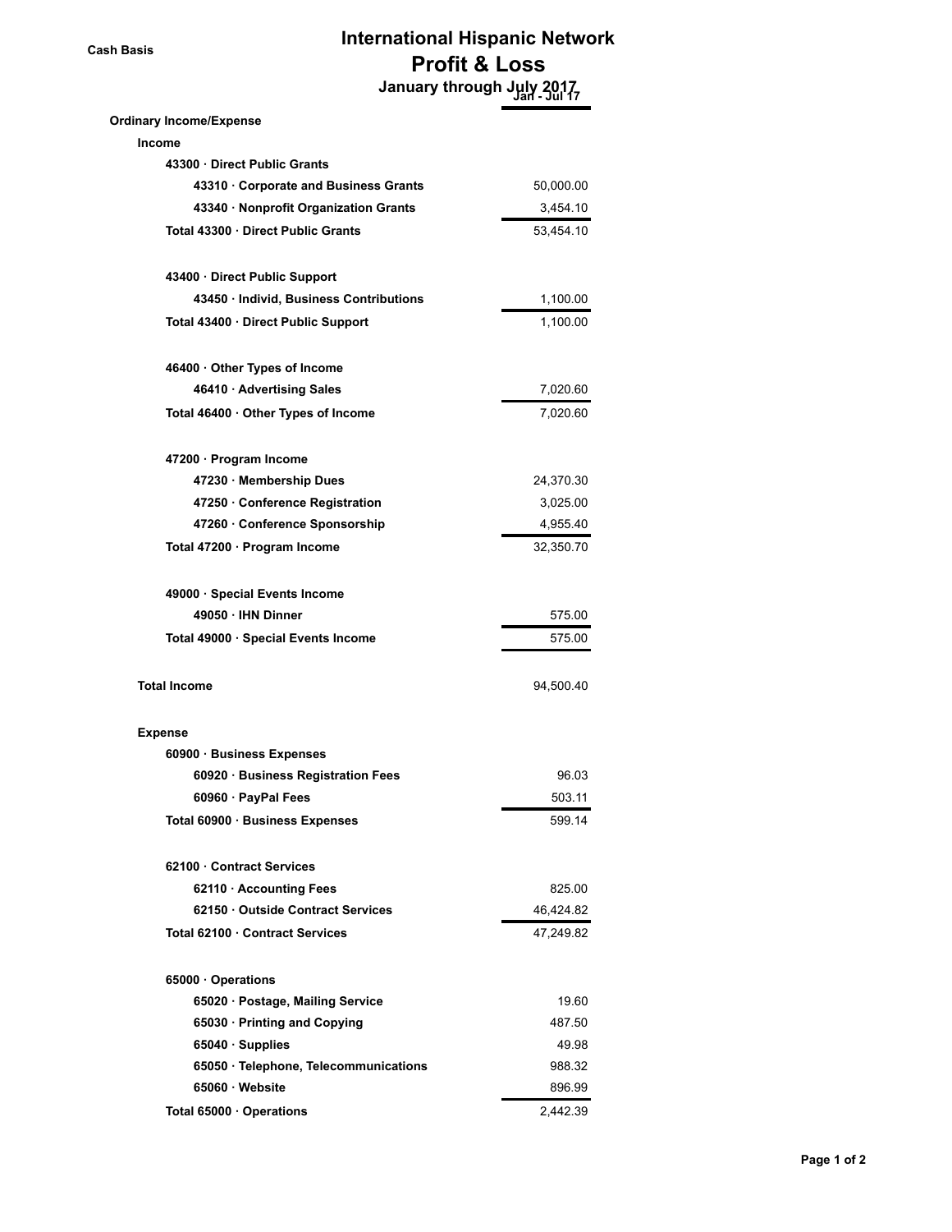Cash Basis

# International Hispanic Network
## Profit & Loss
### January through July 2017

| | Jan - Jul 17 |
|---|---|
| **Ordinary Income/Expense** | |
| **Income** | |
| **43300 · Direct Public Grants** | |
| **43310 · Corporate and Business Grants** | 50,000.00 |
| **43340 · Nonprofit Organization Grants** | 3,454.10 |
| **Total 43300 · Direct Public Grants** | 53,454.10 |
| | |
| **43400 · Direct Public Support** | |
| **43450 · Individ, Business Contributions** | 1,100.00 |
| **Total 43400 · Direct Public Support** | 1,100.00 |
| | |
| **46400 · Other Types of Income** | |
| **46410 · Advertising Sales** | 7,020.60 |
| **Total 46400 · Other Types of Income** | 7,020.60 |
| | |
| **47200 · Program Income** | |
| **47230 · Membership Dues** | 24,370.30 |
| **47250 · Conference Registration** | 3,025.00 |
| **47260 · Conference Sponsorship** | 4,955.40 |
| **Total 47200 · Program Income** | 32,350.70 |
| | |
| **49000 · Special Events Income** | |
| **49050 · IHN Dinner** | 575.00 |
| **Total 49000 · Special Events Income** | 575.00 |
| | |
| **Total Income** | 94,500.40 |
| | |
| **Expense** | |
| **60900 · Business Expenses** | |
| **60920 · Business Registration Fees** | 96.03 |
| **60960 · PayPal Fees** | 503.11 |
| **Total 60900 · Business Expenses** | 599.14 |
| | |
| **62100 · Contract Services** | |
| **62110 · Accounting Fees** | 825.00 |
| **62150 · Outside Contract Services** | 46,424.82 |
| **Total 62100 · Contract Services** | 47,249.82 |
| | |
| **65000 · Operations** | |
| **65020 · Postage, Mailing Service** | 19.60 |
| **65030 · Printing and Copying** | 487.50 |
| **65040 · Supplies** | 49.98 |
| **65050 · Telephone, Telecommunications** | 988.32 |
| **65060 · Website** | 896.99 |
| **Total 65000 · Operations** | 2,442.39 |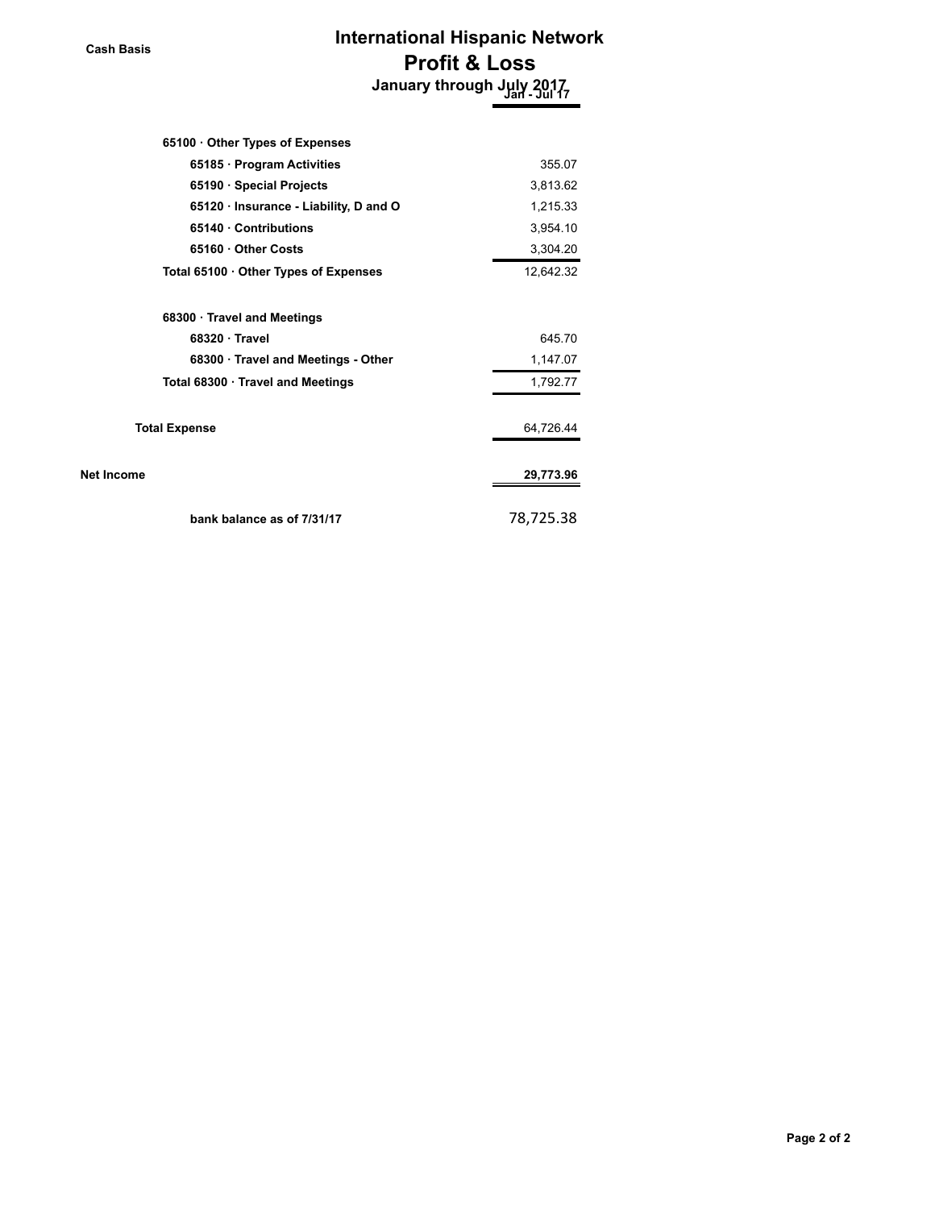**Cash Basis**

# International Hispanic Network
## Profit & Loss
### January through July 2017

| | Jan - Jul 17 |
|---|---|
| 65100 · Other Types of Expenses | |
| 65185 · Program Activities | 355.07 |
| 65190 · Special Projects | 3,813.62 |
| 65120 · Insurance - Liability, D and O | 1,215.33 |
| 65140 · Contributions | 3,954.10 |
| 65160 · Other Costs | 3,304.20 |
| Total 65100 · Other Types of Expenses | 12,642.32 |
| 68300 · Travel and Meetings | |
| 68320 · Travel | 645.70 |
| 68300 · Travel and Meetings - Other | 1,147.07 |
| Total 68300 · Travel and Meetings | 1,792.77 |
| Total Expense | 64,726.44 |
| Net Income | 29,773.96 |
| bank balance as of 7/31/17 | 78,725.38 |